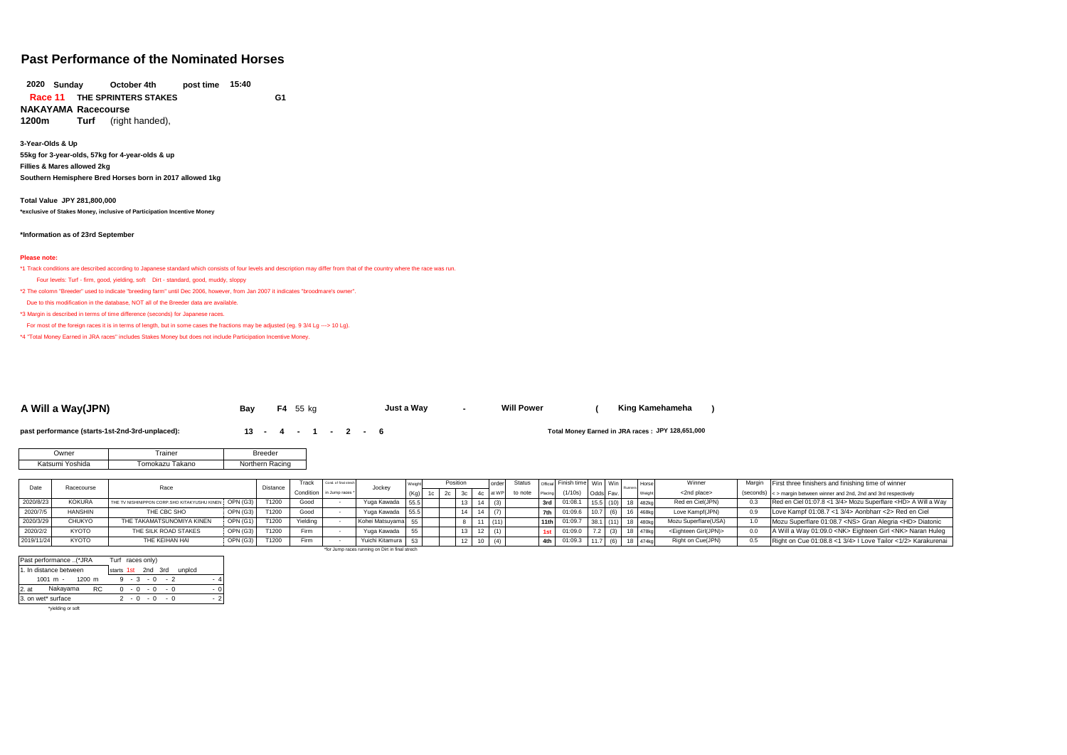# Past Performance of the Nominated Horses

**2020 Sunday October 4th post time 15:40**

**Race 11 THE SPRINTERS STAKES G1**

**NAKAYAMA Racecourse**

**1200m Turf** (right handed),

**3-Year-Olds & Up**

**55kg for 3-year-olds, 57kg for 4-year-olds & up**

**Fillies & Mares allowed 2kg**

**Southern Hemisphere Bred Horses born in 2017 allowed 1kg**

**Total Value JPY 281,800,000**

**\*exclusive of Stakes Money, inclusive of Participation Incentive Money**

**\*Information as of 23rd September**

**Please note:**

\*1 Track conditions are described according to Japanese standard which consists of four levels and description may differ from that of the country where the race was run.

Four levels: Turf - firm, good, yielding, soft Dirt - standard, good, muddy, sloppy

\*2 The colomn "Breeder" used to indicate "breeding farm" until Dec 2006, however, from Jan 2007 it indicates "broodmare's owner".

Due to this modification in the database, NOT all of the Breeder data are available.

\*3 Margin is described in terms of time difference (seconds) for Japanese races.

For most of the foreign races it is in terms of length, but in some cases the fractions may be adjusted (eg. 9 3/4 Lg ---> 10 Lg).

\*4 "Total Money Earned in JRA races" includes Stakes Money but does not include Participation Incentive Money.

## A Will a Way(JPN)

**Bay F4 55 kg** **Just a Way - Will Power ( King Kamehameha )**

**past performance (starts-1st-2nd-3rd-unplaced): 13 - 4 - 1 - 2 - 6**

**Total Money Earned in JRA races : JPY 128,651,000**

| Owner | Trainer | Breeder |
|---|---|---|
| Katsumi Yoshida | Tomokazu Takano | Northern Racing |

| Date | Racecourse | Race | | Distance | Track Condition | Cond. of final strech in Jump races * | Jockey | Weight (Kg) | Position 1c | 2c | 3c | 4c | order at WP | Status to note | Official Placing | Finish time (1/10s) | Win Odds | Win Fav. | Runners | Horse Weight | Winner <2nd place> | Margin (seconds) | First three finishers and finishing time of winner < > margin between winner and 2nd, 2nd and 3rd respectively |
|---|---|---|---|---|---|---|---|---|---|---|---|---|---|---|---|---|---|---|---|---|---|---|---|
| 2020/8/23 | KOKURA | THE TV NISHINIPPON CORP.SHO KITAKYUSHU KINEN | OPN (G3) | T1200 | Good | - | Yuga Kawada | 55.5 | | | 13 | 14 | (3) | | 3rd | 01:08.1 | 15.5 | (10) | 18 | 482kg | Red en Ciel(JPN) | 0.3 | Red en Ciel 01:07.8 <1 3/4> Mozu Superflare <HD> A Will a Way |
| 2020/7/5 | HANSHIN | THE CBC SHO | OPN (G3) | T1200 | Good | - | Yuga Kawada | 55.5 | | | 14 | 14 | (7) | | 7th | 01:09.6 | 10.7 | (6) | 16 | 468kg | Love Kampf(JPN) | 0.9 | Love Kampf 01:08.7 <1 3/4> Aonbharr <2> Red en Ciel |
| 2020/3/29 | CHUKYO | THE TAKAMATSUNOMIYA KINEN | OPN (G1) | T1200 | Yielding | - | Kohei Matsuyama | 55 | | | 8 | 11 | (11) | | 11th | 01:09.7 | 38.1 | (11) | 18 | 480kg | Mozu Superflare(USA) | 1.0 | Mozu Superflare 01:08.7 <NS> Gran Alegria <HD> Diatonic |
| 2020/2/2 | KYOTO | THE SILK ROAD STAKES | OPN (G3) | T1200 | Firm | - | Yuga Kawada | 55 | | | 13 | 12 | (1) | | 1st | 01:09.0 | 7.2 | (3) | 18 | 478kg | <Eighteen Girl(JPN)> | 0.0 | A Will a Way 01:09.0 <NK> Eighteen Girl <NK> Naran Huleg |
| 2019/11/24 | KYOTO | THE KEIHAN HAI | OPN (G3) | T1200 | Firm | - | Yuichi Kitamura | 53 | | | 12 | 10 | (4) | | 4th | 01:09.3 | 11.7 | (6) | 18 | 474kg | Right on Cue(JPN) | 0.5 | Right on Cue 01:08.8 <1 3/4> I Love Tailor <1/2> Karakurenai |

\*for Jump races running on Dirt in final strech

| Past performance ..(\*JRA Turf races only) | starts | 1st | 2nd | 3rd | unplcd |
|---|---|---|---|---|---|
| 1. In distance between 1001 m - 1200 m | 9 | 3 | 0 | 2 | 4 |
| 2. at Nakayama RC | 0 | 0 | 0 | 0 | 0 |
| 3. on wet\* surface | 2 | 0 | 0 | 0 | 2 |

\*yielding or soft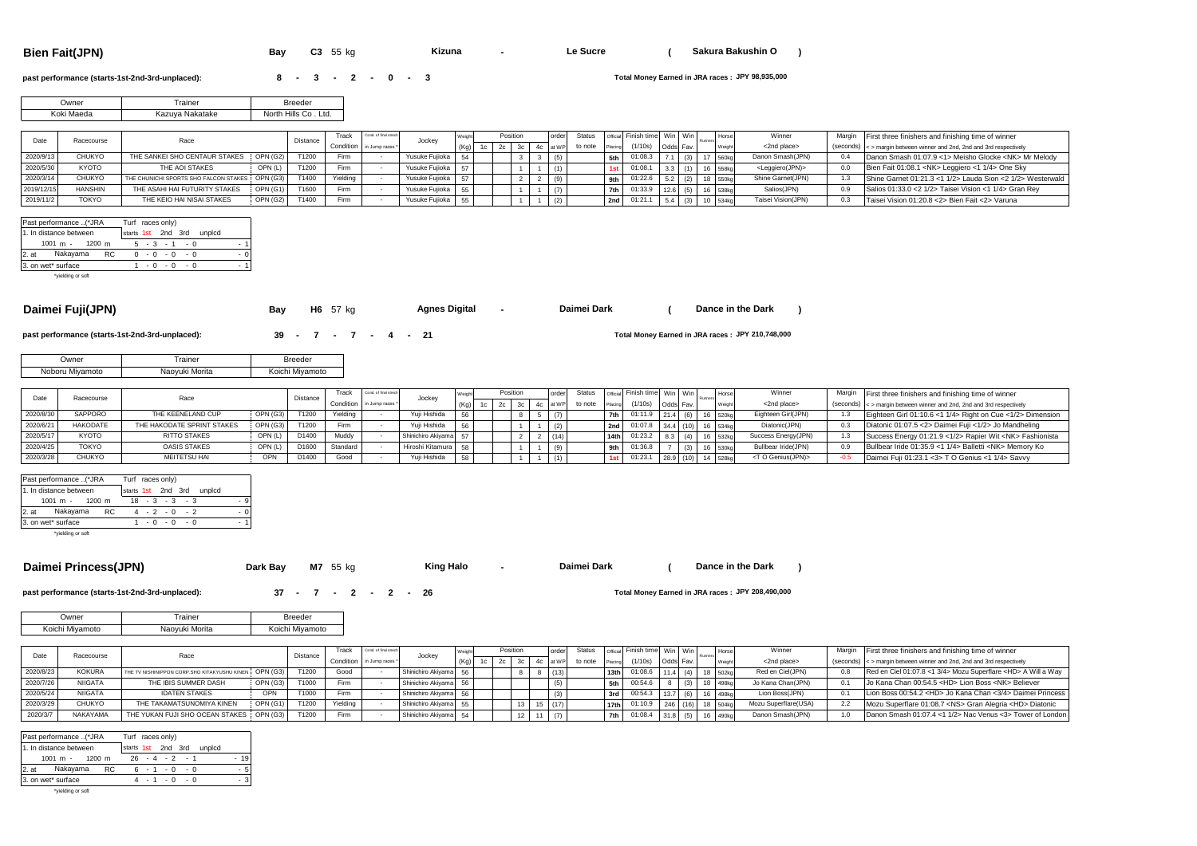## Bien Fait(JPN)

Bay **C3** 55 kg **Kizuna** - **Le Sucre** ( **Sakura Bakushin O** )

**past performance (starts-1st-2nd-3rd-unplaced):** 8 - 3 - 2 - 0 - 3

**Total Money Earned in JRA races : JPY 98,935,000**

| Owner | Trainer | Breeder |
|---|---|---|
| Koki Maeda | Kazuya Nakatake | North Hills Co . Ltd. |

| Date | Racecourse | Race | | Distance | Track Condition | Cond. of final stretch in Jump races * | Jockey | Weight (Kg) | Position 1c | 2c | 3c | 4c | order at WP | Status to note | Official Placing | Finish time (1/10s) | Win Odds | Win Fav. | Runners | Horse Weight | Winner <2nd place> | Margin (seconds) | First three finishers and finishing time of winner < > margin between winner and 2nd, 2nd and 3rd respectively |
|---|---|---|---|---|---|---|---|---|---|---|---|---|---|---|---|---|---|---|---|---|---|---|---|
| 2020/9/13 | CHUKYO | THE SANKEI SHO CENTAUR STAKES | OPN (G2) | T1200 | Firm | - | Yusuke Fujioka | 54 | | | 3 | 3 | (5) | | 5th | 01:08.3 | 7.1 | (3) | 17 | 560kg | Danon Smash(JPN) | 0.4 | Danon Smash 01:07.9 <1> Meisho Glocke <NK> Mr Melody |
| 2020/5/30 | KYOTO | THE AOI STAKES | OPN (L) | T1200 | Firm | - | Yusuke Fujioka | 57 | | | 1 | 1 | (1) | | 1st | 01:08.1 | 3.3 | (1) | 16 | 558kg | <Leggiero(JPN)> | 0.0 | Bien Fait 01:08.1 <NK> Leggiero <1 1/4> One Sky |
| 2020/3/14 | CHUKYO | THE CHUNICHI SPORTS SHO FALCON STAKES | OPN (G3) | T1400 | Yielding | - | Yusuke Fujioka | 57 | | | 2 | 2 | (9) | | 9th | 01:22.6 | 5.2 | (2) | 18 | 550kg | Shine Garnet(JPN) | 1.3 | Shine Garnet 01:21.3 <1 1/2> Lauda Sion <2 1/2> Westerwald |
| 2019/12/15 | HANSHIN | THE ASAHI HAI FUTURITY STAKES | OPN (G1) | T1600 | Firm | - | Yusuke Fujioka | 55 | | | 1 | 1 | (7) | | 7th | 01:33.9 | 12.6 | (5) | 16 | 538kg | Salios(JPN) | 0.9 | Salios 01:33.0 <2 1/2> Taisei Vision <1 1/4> Gran Rey |
| 2019/11/2 | TOKYO | THE KEIO HAI NISAI STAKES | OPN (G2) | T1400 | Firm | - | Yusuke Fujioka | 55 | | | 1 | 1 | (2) | | 2nd | 01:21.1 | 5.4 | (3) | 10 | 534kg | Taisei Vision(JPN) | 0.3 | Taisei Vision 01:20.8 <2> Bien Fait <2> Varuna |

| Past performance ..(*JRA Turf races only) | starts 1st 2nd 3rd unplcd |
|---|---|
| 1. In distance between 1001 m - 1200 m | 5 - 3 - 1 - 0 - 1 |
| 2. at Nakayama RC | 0 - 0 - 0 - 0 - 0 |
| 3. on wet* surface | 1 - 0 - 0 - 0 - 1 |

*yielding or soft

## Daimei Fuji(JPN)

Bay **H6** 57 kg **Agnes Digital** - **Daimei Dark** ( **Dance in the Dark** )

**past performance (starts-1st-2nd-3rd-unplaced):** 39 - 7 - 7 - 4 - 21

**Total Money Earned in JRA races : JPY 210,748,000**

| Owner | Trainer | Breeder |
|---|---|---|
| Noboru Miyamoto | Naoyuki Morita | Koichi Miyamoto |

| Date | Racecourse | Race | | Distance | Track Condition | Cond. of final stretch in Jump races * | Jockey | Weight (Kg) | Position 1c | 2c | 3c | 4c | order at WP | Status to note | Official Placing | Finish time (1/10s) | Win Odds | Win Fav. | Runners | Horse Weight | Winner <2nd place> | Margin (seconds) | First three finishers and finishing time of winner < > margin between winner and 2nd, 2nd and 3rd respectively |
|---|---|---|---|---|---|---|---|---|---|---|---|---|---|---|---|---|---|---|---|---|---|---|---|
| 2020/8/30 | SAPPORO | THE KEENELAND CUP | OPN (G3) | T1200 | Yielding | - | Yuji Hishida | 56 | | | 8 | 5 | (7) | | 7th | 01:11.9 | 21.4 | (6) | 16 | 520kg | Eighteen Girl(JPN) | 1.3 | Eighteen Girl 01:10.6 <1 1/4> Right on Cue <1/2> Dimension |
| 2020/6/21 | HAKODATE | THE HAKODATE SPRINT STAKES | OPN (G3) | T1200 | Firm | - | Yuji Hishida | 56 | | | 1 | 1 | (2) | | 2nd | 01:07.8 | 34.4 | (10) | 16 | 534kg | Diatonic(JPN) | 0.3 | Diatonic 01:07.5 <2> Daimei Fuji <1/2> Jo Mandheling |
| 2020/5/17 | KYOTO | RITTO STAKES | OPN (L) | D1400 | Muddy | - | Shinichiro Akiyama | 57 | | | 2 | 2 | (14) | | 14th | 01:23.2 | 8.3 | (4) | 16 | 532kg | Success Energy(JPN) | 1.3 | Success Energy 01:21.9 <1/2> Rapier Wit <NK> Fashionista |
| 2020/4/25 | TOKYO | OASIS STAKES | OPN (L) | D1600 | Standard | - | Hiroshi Kitamura | 58 | | | 1 | 1 | (9) | | 9th | 01:36.8 | 7 | (3) | 16 | 530kg | Bullbear Iride(JPN) | 0.9 | Bullbear Iride 01:35.9 <1 1/4> Balletti <NK> Memory Ko |
| 2020/3/28 | CHUKYO | MEITETSU HAI | OPN | D1400 | Good | - | Yuji Hishida | 58 | | | 1 | 1 | (1) | | 1st | 01:23.1 | 28.9 | (10) | 14 | 528kg | <T O Genius(JPN)> | -0.5 | Daimei Fuji 01:23.1 <3> T O Genius <1 1/4> Savvy |

| Past performance ..(*JRA Turf races only) | starts 1st 2nd 3rd unplcd |
|---|---|
| 1. In distance between 1001 m - 1200 m | 18 - 3 - 3 - 3 - 9 |
| 2. at Nakayama RC | 4 - 2 - 0 - 2 - 0 |
| 3. on wet* surface | 1 - 0 - 0 - 0 - 1 |

*yielding or soft

## Daimei Princess(JPN)

Dark Bay **M7** 55 kg **King Halo** - **Daimei Dark** ( **Dance in the Dark** )

**past performance (starts-1st-2nd-3rd-unplaced):** 37 - 7 - 2 - 2 - 26

**Total Money Earned in JRA races : JPY 208,490,000**

| Owner | Trainer | Breeder |
|---|---|---|
| Koichi Miyamoto | Naoyuki Morita | Koichi Miyamoto |

| Date | Racecourse | Race | | Distance | Track Condition | Cond. of final stretch in Jump races * | Jockey | Weight (Kg) | Position 1c | 2c | 3c | 4c | order at WP | Status to note | Official Placing | Finish time (1/10s) | Win Odds | Win Fav. | Runners | Horse Weight | Winner <2nd place> | Margin (seconds) | First three finishers and finishing time of winner < > margin between winner and 2nd, 2nd and 3rd respectively |
|---|---|---|---|---|---|---|---|---|---|---|---|---|---|---|---|---|---|---|---|---|---|---|---|
| 2020/8/23 | KOKURA | THE TV NISHINIPPON CORP.SHO KITAKYUSHU KINEN | OPN (G3) | T1200 | Good | - | Shinichiro Akiyama | 56 | | | 8 | 8 | (13) | | 13th | 01:08.6 | 11.4 | (4) | 18 | 502kg | Red en Ciel(JPN) | 0.8 | Red en Ciel 01:07.8 <1 3/4> Mozu Superflare <HD> A Will a Way |
| 2020/7/26 | NIIGATA | THE IBIS SUMMER DASH | OPN (G3) | T1000 | Firm | - | Shinichiro Akiyama | 56 | | | | | (5) | | 5th | 00:54.6 | 8 | (3) | 18 | 498kg | Jo Kana Chan(JPN) | 0.1 | Jo Kana Chan 00:54.5 <HD> Lion Boss <NK> Believer |
| 2020/5/24 | NIIGATA | IDATEN STAKES | OPN | T1000 | Firm | - | Shinichiro Akiyama | 56 | | | | | (3) | | 3rd | 00:54.3 | 13.7 | (6) | 16 | 498kg | Lion Boss(JPN) | 0.1 | Lion Boss 00:54.2 <HD> Jo Kana Chan <3/4> Daimei Princess |
| 2020/3/29 | CHUKYO | THE TAKAMATSUNOMIYA KINEN | OPN (G1) | T1200 | Yielding | - | Shinichiro Akiyama | 55 | | | 13 | 15 | (17) | | 17th | 01:10.9 | 246 | (16) | 18 | 504kg | Mozu Superflare(USA) | 2.2 | Mozu Superflare 01:08.7 <NS> Gran Alegria <HD> Diatonic |
| 2020/3/7 | NAKAYAMA | THE YUKAN FUJI SHO OCEAN STAKES | OPN (G3) | T1200 | Firm | - | Shinichiro Akiyama | 54 | | | 12 | 11 | (7) | | 7th | 01:08.4 | 31.8 | (5) | 16 | 490kg | Danon Smash(JPN) | 1.0 | Danon Smash 01:07.4 <1 1/2> Nac Venus <3> Tower of London |

| Past performance ..(*JRA Turf races only) | starts 1st 2nd 3rd unplcd |
|---|---|
| 1. In distance between 1001 m - 1200 m | 26 - 4 - 2 - 1 - 19 |
| 2. at Nakayama RC | 6 - 1 - 0 - 0 - 5 |
| 3. on wet* surface | 4 - 1 - 0 - 0 - 3 |

*yielding or soft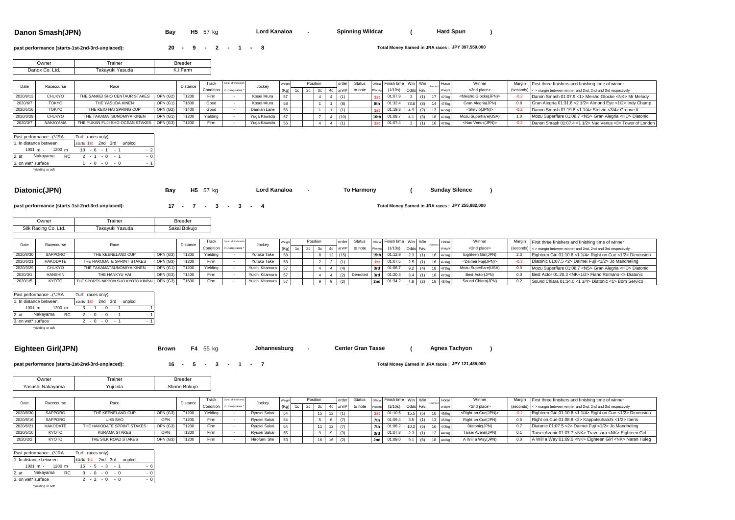## Danon Smash(JPN)

**Bay** **H5** 57 kg **Lord Kanaloa** - **Spinning Wildcat** ( **Hard Spun** )

**past performance (starts-1st-2nd-3rd-unplaced):** **20 - 9 - 2 - 1 - 8**

**Total Money Earned in JRA races : JPY 397,559,000**

| Owner | Trainer | Breeder |
|---|---|---|
| Danox Co. Ltd. | Takayuki Yasuda | K.I.Farm |

| Date | Racecourse | Race | | Distance | Track Condition | Cond. of final stretch in Jump races * | Jockey | Weight (Kg) | Position 1c | 2c | 3c | 4c | order at WP | Status to note | Official Placing | Finish time (1/10s) | Win Odds | Win Fav. | Runners | Horse Weight | Winner <2nd place> | Margin (seconds) | First three finishers and finishing time of winner < > margin between winner and 2nd, 2nd and 3rd respectively |
|---|---|---|---|---|---|---|---|---|---|---|---|---|---|---|---|---|---|---|---|---|---|---|---|
| 2020/9/13 | CHUKYO | THE SANKEI SHO CENTAUR STAKES | OPN (G2) | T1200 | Firm | - | Kosei Miura | 57 | | | 4 | 4 | (1) | | 1st | 01:07.9 | 3 | (1) | 17 | 470kg | <Meisho Glocke(JPN)> | -0.2 | Danon Smash 01:07.9 <1> Meisho Glocke <NK> Mr Melody |
| 2020/6/7 | TOKYO | THE YASUDA KINEN | OPN (G1) | T1600 | Good | - | Kosei Miura | 58 | | | 1 | 1 | (8) | | 8th | 01:32.4 | 73.6 | (8) | 14 | 476kg | Gran Alegria(JPN) | 0.8 | Gran Alegria 01:31.6 <2 1/2> Almond Eye <1/2> Indy Champ |
| 2020/5/16 | TOKYO | THE KEIO HAI SPRING CUP | OPN (G2) | T1400 | Good | - | Damian Lane | 56 | | | 1 | 1 | (1) | | 1st | 01:19.8 | 4.9 | (2) | 13 | 472kg | <Stelvio(JPN)> | -0.2 | Danon Smash 01:19.8 <1 1/4> Stelvio <3/4> Groove It |
| 2020/3/29 | CHUKYO | THE TAKAMATSUNOMIYA KINEN | OPN (G1) | T1200 | Yielding | - | Yuga Kawada | 57 | | | 7 | 4 | (10) | | 10th | 01:09.7 | 4.1 | (3) | 18 | 474kg | Mozu Superflare(USA) | 1.0 | Mozu Superflare 01:08.7 <NS> Gran Alegria <HD> Diatonic |
| 2020/3/7 | NAKAYAMA | THE YUKAN FUJI SHO OCEAN STAKES | OPN (G3) | T1200 | Firm | - | Yuga Kawada | 56 | | | 4 | 4 | (1) | | 1st | 01:07.4 | 2 | (1) | 16 | 478kg | <Nac Venus(JPN)> | -0.2 | Danon Smash 01:07.4 <1 1/2> Nac Venus <3> Tower of London |

| Past performance ..(*JRA Turf races only) | starts 1st 2nd 3rd unplcd |
|---|---|
| 1. In distance between 1001 m - 1200 m | 10 - 6 - 1 - 1 - 2 |
| 2. at Nakayama RC | 2 - 1 - 0 - 1 - 0 |
| 3. on wet* surface | 1 - 0 - 0 - 0 - 1 |

*yielding or soft

## Diatonic(JPN)

**Bay** **H5** 57 kg **Lord Kanaloa** - **To Harmony** ( **Sunday Silence** )

**past performance (starts-1st-2nd-3rd-unplaced):** **17 - 7 - 3 - 3 - 4**

**Total Money Earned in JRA races : JPY 255,882,000**

| Owner | Trainer | Breeder |
|---|---|---|
| Silk Racing Co. Ltd. | Takayuki Yasuda | Sakai Bokujo |

| Date | Racecourse | Race | | Distance | Track Condition | Cond. of final stretch in Jump races * | Jockey | Weight (Kg) | Position 1c | 2c | 3c | 4c | order at WP | Status to note | Official Placing | Finish time (1/10s) | Win Odds | Win Fav. | Runners | Horse Weight | Winner <2nd place> | Margin (seconds) | First three finishers and finishing time of winner < > margin between winner and 2nd, 2nd and 3rd respectively |
|---|---|---|---|---|---|---|---|---|---|---|---|---|---|---|---|---|---|---|---|---|---|---|---|
| 2020/8/30 | SAPPORO | THE KEENELAND CUP | OPN (G3) | T1200 | Yielding | - | Yutaka Take | 58 | | | 8 | 12 | (15) | | 15th | 01:12.9 | 2.3 | (1) | 16 | 476kg | Eighteen Girl(JPN) | 2.3 | Eighteen Girl 01:10.6 <1 1/4> Right on Cue <1/2> Dimension |
| 2020/6/21 | HAKODATE | THE HAKODATE SPRINT STAKES | OPN (G3) | T1200 | Firm | - | Yutaka Take | 58 | | | 2 | 2 | (1) | | 1st | 01:07.5 | 2.5 | (1) | 16 | 474kg | <Daimei Fuji(JPN)> | -0.3 | Diatonic 01:07.5 <2> Daimei Fuji <1/2> Jo Mandheling |
| 2020/3/29 | CHUKYO | THE TAKAMATSUNOMIYA KINEN | OPN (G1) | T1200 | Yielding | - | Yuichi Kitamura | 57 | | | 4 | 4 | (4) | | 3rd | 01:08.7 | 9.2 | (4) | 18 | 472kg | Mozu Superflare(USA) | 0.0 | Mozu Superflare 01:08.7 <NS> Gran Alegria <HD> Diatonic |
| 2020/3/1 | HANSHIN | THE HANKYU HAI | OPN (G3) | T1400 | Firm | - | Yuichi Kitamura | 57 | | | 4 | 4 | (2) | Demoted | 3rd | 01:20.3 | 3.4 | (1) | 18 | 470kg | Best Actor(JPN) | 0.0 | Best Actor 01:20.3 <NK+1/2> Fiano Romano <> Diatonic |
| 2020/1/5 | KYOTO | THE SPORTS NIPPON SHO KYOTO KIMPAI | OPN (G3) | T1600 | Firm | - | Yuichi Kitamura | 57 | | | 9 | 9 | (2) | | 2nd | 01:34.2 | 4.8 | (2) | 18 | 484kg | Sound Chiara(JPN) | 0.2 | Sound Chiara 01:34.0 <1 1/4> Diatonic <1> Bom Servico |

| Past performance ..(*JRA Turf races only) | starts 1st 2nd 3rd unplcd |
|---|---|
| 1. In distance between 1001 m - 1200 m | 3 - 1 - 0 - 1 - 1 |
| 2. at Nakayama RC | 2 - 0 - 0 - 1 - 1 |
| 3. on wet* surface | 2 - 0 - 0 - 1 - 1 |

*yielding or soft

## Eighteen Girl(JPN)

**Brown** **F4** 55 kg **Johannesburg** - **Center Gran Tasse** ( **Agnes Tachyon** )

**past performance (starts-1st-2nd-3rd-unplaced):** **16 - 5 - 3 - 1 - 7**

**Total Money Earned in JRA races : JPY 121,485,000**

| Owner | Trainer | Breeder |
|---|---|---|
| Yasushi Nakayama | Yuji Iida | Shono Bokujo |

| Date | Racecourse | Race | | Distance | Track Condition | Cond. of final stretch in Jump races * | Jockey | Weight (Kg) | Position 1c | 2c | 3c | 4c | order at WP | Status to note | Official Placing | Finish time (1/10s) | Win Odds | Win Fav. | Runners | Horse Weight | Winner <2nd place> | Margin (seconds) | First three finishers and finishing time of winner < > margin between winner and 2nd, 2nd and 3rd respectively |
|---|---|---|---|---|---|---|---|---|---|---|---|---|---|---|---|---|---|---|---|---|---|---|---|
| 2020/8/30 | SAPPORO | THE KEENELAND CUP | OPN (G3) | T1200 | Yielding | - | Ryusei Sakai | 54 | | | 15 | 12 | (1) | | 1st | 01:10.6 | 15.5 | (5) | 16 | 456kg | <Right on Cue(JPN)> | -0.2 | Eighteen Girl 01:10.6 <1 1/4> Right on Cue <1/2> Dimension |
| 2020/8/16 | SAPPORO | UHB SHO | OPN | T1200 | Firm | - | Ryusei Sakai | 54 | | | 5 | 6 | (7) | | 7th | 01:09.4 | 3.5 | (1) | 13 | 458kg | Right on Cue(JPN) | 0.6 | Right on Cue 01:08.8 <2> Kappatsuhatchi <1/2> Iberis |
| 2020/6/21 | HAKODATE | THE HAKODATE SPRINT STAKES | OPN (G3) | T1200 | Firm | - | Ryusei Sakai | 54 | | | 11 | 12 | (7) | | 7th | 01:08.2 | 10.2 | (5) | 16 | 448kg | Diatonic(JPN) | 0.7 | Diatonic 01:07.5 <2> Daimei Fuji <1/2> Jo Mandheling |
| 2020/5/10 | KYOTO | KURAMA STAKES | OPN | T1200 | Firm | - | Ryusei Sakai | 55 | | | 9 | 9 | (3) | | 3rd | 01:07.8 | 2.3 | (1) | 12 | 448kg | Taisei Avenir(JPN) | 0.1 | Taisei Avenir 01:07.7 <NK> Travesura <NK> Eighteen Girl |
| 2020/2/2 | KYOTO | THE SILK ROAD STAKES | OPN (G3) | T1200 | Firm | - | Hirofumi Shii | 53 | | | 16 | 16 | (2) | | 2nd | 01:09.0 | 9.1 | (6) | 18 | 448kg | A Will a Way(JPN) | 0.0 | A Will a Way 01:09.0 <NK> Eighteen Girl <NK> Naran Huleg |

| Past performance ..(*JRA Turf races only) | starts 1st 2nd 3rd unplcd |
|---|---|
| 1. In distance between 1001 m - 1200 m | 15 - 5 - 3 - 1 - 6 |
| 2. at Nakayama RC | 0 - 0 - 0 - 0 - 0 |
| 3. on wet* surface | 2 - 2 - 0 - 0 - 0 |

*yielding or soft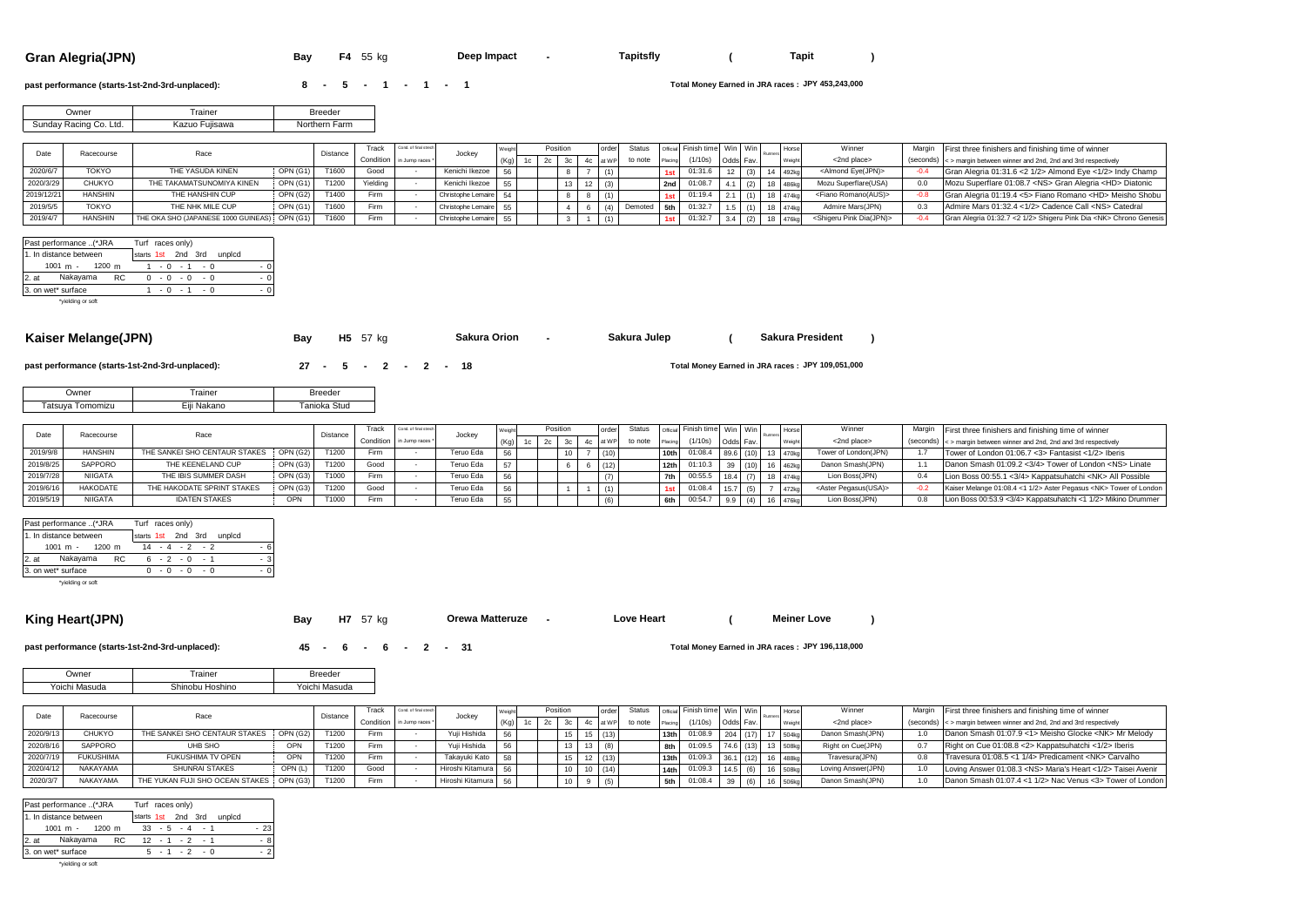## Gran Alegria(JPN)

Bay **F4** 55 kg **Deep Impact** - **Tapitsfly** ( **Tapit** )

**past performance (starts-1st-2nd-3rd-unplaced):** **8 - 5 - 1 - 1 - 1**

**Total Money Earned in JRA races : JPY 453,243,000**

| Owner | Trainer | Breeder |
|---|---|---|
| Sunday Racing Co. Ltd. | Kazuo Fujisawa | Northern Farm |

| Date | Racecourse | Race | | Distance | Track Condition | Cond. of final stretch in Jump races * | Jockey | Weight (Kg) | Position 1c | 2c | 3c | 4c | order at WP | Status to note | Official Placing | Finish time (1/10s) | Win Odds | Win Fav. | Runners | Horse Weight | Winner <2nd place> | Margin (seconds) | First three finishers and finishing time of winner < > margin between winner and 2nd, 2nd and 3rd respectively |
|---|---|---|---|---|---|---|---|---|---|---|---|---|---|---|---|---|---|---|---|---|---|---|---|
| 2020/6/7 | TOKYO | THE YASUDA KINEN | OPN (G1) | T1600 | Good | - | Kenichi Ikezoe | 56 | | | 8 | 7 | (1) | | 1st | 01:31.6 | 12 | (3) | 14 | 492kg | <Almond Eye(JPN)> | -0.4 | Gran Alegria 01:31.6 <2 1/2> Almond Eye <1/2> Indy Champ |
| 2020/3/29 | CHUKYO | THE TAKAMATSUNOMIYA KINEN | OPN (G1) | T1200 | Yielding | - | Kenichi Ikezoe | 55 | | | 13 | 12 | (3) | | 2nd | 01:08.7 | 4.1 | (2) | 18 | 486kg | Mozu Superflare(USA) | 0.0 | Mozu Superflare 01:08.7 <NS> Gran Alegria <HD> Diatonic |
| 2019/12/21 | HANSHIN | THE HANSHIN CUP | OPN (G2) | T1400 | Firm | - | Christophe Lemaire | 54 | | | 8 | 8 | (1) | | 1st | 01:19.4 | 2.1 | (1) | 18 | 474kg | <Fiano Romano(AUS)> | -0.8 | Gran Alegria 01:19.4 <5> Fiano Romano <HD> Meisho Shobu |
| 2019/5/5 | TOKYO | THE NHK MILE CUP | OPN (G1) | T1600 | Firm | - | Christophe Lemaire | 55 | | | 4 | 6 | (4) | Demoted | 5th | 01:32.7 | 1.5 | (1) | 18 | 474kg | Admire Mars(JPN) | 0.3 | Admire Mars 01:32.4 <1/2> Cadence Call <NS> Catedral |
| 2019/4/7 | HANSHIN | THE OKA SHO (JAPANESE 1000 GUINEAS) | OPN (G1) | T1600 | Firm | - | Christophe Lemaire | 55 | | | 3 | 1 | (1) | | 1st | 01:32.7 | 3.4 | (2) | 18 | 476kg | <Shigeru Pink Dia(JPN)> | -0.4 | Gran Alegria 01:32.7 <2 1/2> Shigeru Pink Dia <NK> Chrono Genesis |

| Past performance ..(*JRA | Turf races only) starts 1st 2nd 3rd unplcd |
|---|---|
| 1. In distance between 1001 m - 1200 m | 1 - 0 - 1 - 0 - 0 |
| 2. at Nakayama RC | 0 - 0 - 0 - 0 - 0 |
| 3. on wet* surface | 1 - 0 - 1 - 0 - 0 |

*yielding or soft

## Kaiser Melange(JPN)

Bay **H5** 57 kg **Sakura Orion** - **Sakura Julep** ( **Sakura President** )

**past performance (starts-1st-2nd-3rd-unplaced):** **27 - 5 - 2 - 2 - 18**

**Total Money Earned in JRA races : JPY 109,051,000**

| Owner | Trainer | Breeder |
|---|---|---|
| Tatsuya Tomomizu | Eiji Nakano | Tanioka Stud |

| Date | Racecourse | Race | | Distance | Track Condition | Cond. of final stretch in Jump races * | Jockey | Weight (Kg) | Position 1c | 2c | 3c | 4c | order at WP | Status to note | Official Placing | Finish time (1/10s) | Win Odds | Win Fav. | Runners | Horse Weight | Winner <2nd place> | Margin (seconds) | First three finishers and finishing time of winner < > margin between winner and 2nd, 2nd and 3rd respectively |
|---|---|---|---|---|---|---|---|---|---|---|---|---|---|---|---|---|---|---|---|---|---|---|---|
| 2019/9/8 | HANSHIN | THE SANKEI SHO CENTAUR STAKES | OPN (G2) | T1200 | Firm | - | Teruo Eda | 56 | | | 10 | 7 | (10) | | 10th | 01:08.4 | 89.6 | (10) | 13 | 470kg | Tower of London(JPN) | 1.7 | Tower of London 01:06.7 <3> Fantasist <1/2> Iberis |
| 2019/8/25 | SAPPORO | THE KEENELAND CUP | OPN (G3) | T1200 | Good | - | Teruo Eda | 57 | | | 6 | 6 | (12) | | 12th | 01:10.3 | 39 | (10) | 16 | 462kg | Danon Smash(JPN) | 1.1 | Danon Smash 01:09.2 <3/4> Tower of London <NS> Linate |
| 2019/7/28 | NIIGATA | THE IBIS SUMMER DASH | OPN (G3) | T1000 | Firm | - | Teruo Eda | 56 | | | | | (7) | | 7th | 00:55.5 | 18.4 | (7) | 18 | 474kg | Lion Boss(JPN) | 0.4 | Lion Boss 00:55.1 <3/4> Kappatsuhatchi <NK> All Possible |
| 2019/6/16 | HAKODATE | THE HAKODATE SPRINT STAKES | OPN (G3) | T1200 | Good | - | Teruo Eda | 56 | | | 1 | 1 | (1) | | 1st | 01:08.4 | 15.7 | (5) | 7 | 472kg | <Aster Pegasus(USA)> | -0.2 | Kaiser Melange 01:08.4 <1 1/2> Aster Pegasus <NK> Tower of London |
| 2019/5/19 | NIIGATA | IDATEN STAKES | OPN | T1000 | Firm | - | Teruo Eda | 55 | | | | | (6) | | 6th | 00:54.7 | 9.9 | (4) | 16 | 476kg | Lion Boss(JPN) | 0.8 | Lion Boss 00:53.9 <3/4> Kappatsuhatchi <1 1/2> Mikino Drummer |

| Past performance ..(*JRA | Turf races only) starts 1st 2nd 3rd unplcd |
|---|---|
| 1. In distance between 1001 m - 1200 m | 14 - 4 - 2 - 2 - 6 |
| 2. at Nakayama RC | 6 - 2 - 0 - 1 - 3 |
| 3. on wet* surface | 0 - 0 - 0 - 0 - 0 |

*yielding or soft

## King Heart(JPN)

Bay **H7** 57 kg **Orewa Matteruze** - **Love Heart** ( **Meiner Love** )

**past performance (starts-1st-2nd-3rd-unplaced):** **45 - 6 - 6 - 2 - 31**

**Total Money Earned in JRA races : JPY 196,118,000**

| Owner | Trainer | Breeder |
|---|---|---|
| Yoichi Masuda | Shinobu Hoshino | Yoichi Masuda |

| Date | Racecourse | Race | | Distance | Track Condition | Cond. of final stretch in Jump races * | Jockey | Weight (Kg) | Position 1c | 2c | 3c | 4c | order at WP | Status to note | Official Placing | Finish time (1/10s) | Win Odds | Win Fav. | Runners | Horse Weight | Winner <2nd place> | Margin (seconds) | First three finishers and finishing time of winner < > margin between winner and 2nd, 2nd and 3rd respectively |
|---|---|---|---|---|---|---|---|---|---|---|---|---|---|---|---|---|---|---|---|---|---|---|---|
| 2020/9/13 | CHUKYO | THE SANKEI SHO CENTAUR STAKES | OPN (G2) | T1200 | Firm | - | Yuji Hishida | 56 | | | 15 | 15 | (13) | | 13th | 01:08.9 | 204 | (17) | 17 | 504kg | Danon Smash(JPN) | 1.0 | Danon Smash 01:07.9 <1> Meisho Glocke <NK> Mr Melody |
| 2020/8/16 | SAPPORO | UHB SHO | OPN | T1200 | Firm | - | Yuji Hishida | 56 | | | 13 | 13 | (8) | | 8th | 01:09.5 | 74.6 | (13) | 13 | 508kg | Right on Cue(JPN) | 0.7 | Right on Cue 01:08.8 <2> Kappatsuhatchi <1/2> Iberis |
| 2020/7/19 | FUKUSHIMA | FUKUSHIMA TV OPEN | OPN | T1200 | Firm | - | Takayuki Kato | 58 | | | 15 | 12 | (13) | | 13th | 01:09.3 | 36.1 | (12) | 16 | 488kg | Travesura(JPN) | 0.8 | Travesura 01:08.5 <1 1/4> Predicament <NK> Carvalho |
| 2020/4/12 | NAKAYAMA | SHUNRAI STAKES | OPN (L) | T1200 | Good | - | Hiroshi Kitamura | 56 | | | 10 | 10 | (14) | | 14th | 01:09.3 | 14.5 | (6) | 16 | 508kg | Loving Answer(JPN) | 1.0 | Loving Answer 01:08.3 <NS> Maria's Heart <1/2> Taisei Avenir |
| 2020/3/7 | NAKAYAMA | THE YUKAN FUJI SHO OCEAN STAKES | OPN (G3) | T1200 | Firm | - | Hiroshi Kitamura | 56 | | | 10 | 9 | (5) | | 5th | 01:08.4 | 39 | (6) | 16 | 506kg | Danon Smash(JPN) | 1.0 | Danon Smash 01:07.4 <1 1/2> Nac Venus <3> Tower of London |

| Past performance ..(*JRA | Turf races only) starts 1st 2nd 3rd unplcd |
|---|---|
| 1. In distance between 1001 m - 1200 m | 33 - 5 - 4 - 1 - 23 |
| 2. at Nakayama RC | 12 - 1 - 2 - 1 - 8 |
| 3. on wet* surface | 5 - 1 - 2 - 0 - 2 |

*yielding or soft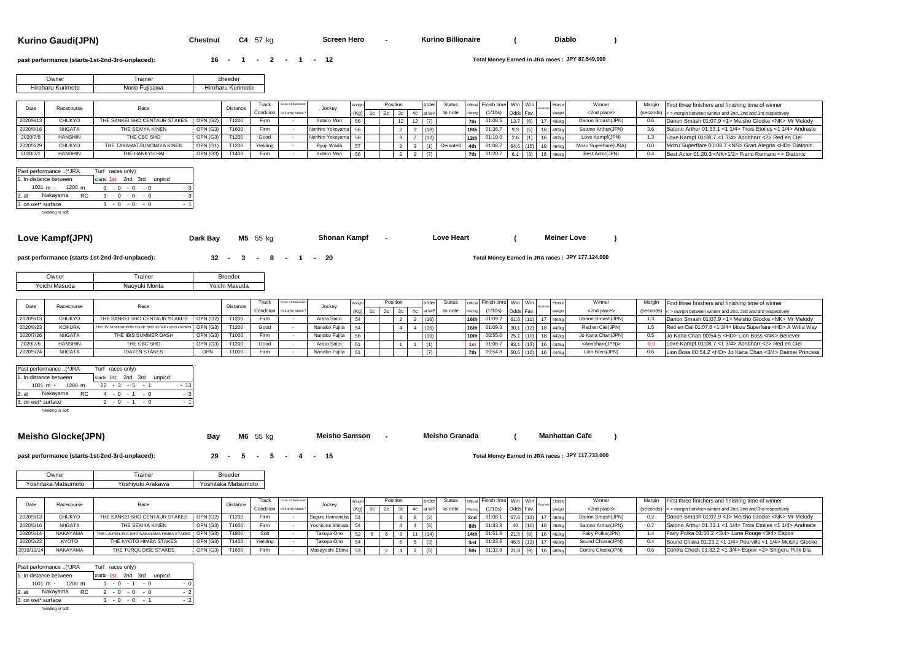## Kurino Gaudi(JPN)

**Chestnut** **C4** 57 kg **Screen Hero** - **Kurino Billionaire** ( **Diablo** )

**past performance (starts-1st-2nd-3rd-unplaced):** 16 - 1 - 2 - 1 - 12

**Total Money Earned in JRA races : JPY 87,549,000**

| Owner | Trainer | Breeder |
|---|---|---|
| Hiroharu Kurimoto | Norio Fujisawa | Hiroharu Kurimoto |

| Date | Racecourse | Race | | Distance | Track Condition | Cond. of final stretch in Jump races * | Jockey | Weight (Kg) | Position 1c | 2c | 3c | 4c | order at WP | Status to note | Official Placing | Finish time (1/10s) | Win Odds | Win Fav. | Runners | Horse Weight | Winner <2nd place> | Margin (seconds) | First three finishers and finishing time of winner < > margin between winner and 2nd, 2nd and 3rd respectively |
|---|---|---|---|---|---|---|---|---|---|---|---|---|---|---|---|---|---|---|---|---|---|---|---|
| 2020/9/13 | CHUKYO | THE SANKEI SHO CENTAUR STAKES | OPN (G2) | T1200 | Firm | - | Yutaro Mori | 56 | | | 12 | 12 | (7) | | 7th | 01:08.5 | 13.7 | (6) | 17 | 490kg | Danon Smash(JPN) | 0.6 | Danon Smash 01:07.9 <1> Meisho Glocke <NK> Mr Melody |
| 2020/8/16 | NIIGATA | THE SEKIYA KINEN | OPN (G3) | T1600 | Firm | - | Norihiro Yokoyama | 56 | | | 2 | 3 | (18) | | 18th | 01:36.7 | 9.3 | (5) | 18 | 492kg | Satono Arthur(JPN) | 3.6 | Satono Arthur 01:33.1 <1 1/4> Trois Etoiles <1 1/4> Andraste |
| 2020/7/5 | HANSHIN | THE CBC SHO | OPN (G3) | T1200 | Good | - | Norihiro Yokoyama | 58 | | | 9 | 7 | (12) | | 12th | 01:10.0 | 2.6 | (1) | 16 | 492kg | Love Kampf(JPN) | 1.3 | Love Kampf 01:08.7 <1 3/4> Aonbharr <2> Red en Ciel |
| 2020/3/29 | CHUKYO | THE TAKAMATSUNOMIYA KINEN | OPN (G1) | T1200 | Yielding | - | Ryuji Wada | 57 | | | 3 | 3 | (1) | Demoted | 4th | 01:08.7 | 64.6 | (15) | 18 | 494kg | Mozu Superflare(USA) | 0.0 | Mozu Superflare 01:08.7 <NS> Gran Alegria <HD> Diatonic |
| 2020/3/1 | HANSHIN | THE HANKYU HAI | OPN (G3) | T1400 | Firm | - | Yutaro Mori | 56 | | | 2 | 2 | (7) | | 7th | 01:20.7 | 6.1 | (3) | 18 | 496kg | Best Actor(JPN) | 0.4 | Best Actor 01:20.3 <NK+1/2> Fiano Romano <> Diatonic |

| Past performance ..(*JRA Turf races only) | starts 1st 2nd 3rd unplcd | |
|---|---|---|
| 1. In distance between 1001 m - 1200 m | 3 - 0 - 0 - 0 | - 3 |
| 2. at Nakayama RC | 3 - 0 - 0 - 0 | - 3 |
| 3. on wet* surface | 1 - 0 - 0 - 0 | - 1 |

*yielding or soft

## Love Kampf(JPN)

**Dark Bay** **M5** 55 kg **Shonan Kampf** - **Love Heart** ( **Meiner Love** )

**past performance (starts-1st-2nd-3rd-unplaced):** 32 - 3 - 8 - 1 - 20

**Total Money Earned in JRA races : JPY 177,124,000**

| Owner | Trainer | Breeder |
|---|---|---|
| Yoichi Masuda | Naoyuki Morita | Yoichi Masuda |

| Date | Racecourse | Race | | Distance | Track Condition | Cond. of final stretch in Jump races * | Jockey | Weight (Kg) | Position 1c | 2c | 3c | 4c | order at WP | Status to note | Official Placing | Finish time (1/10s) | Win Odds | Win Fav. | Runners | Horse Weight | Winner <2nd place> | Margin (seconds) | First three finishers and finishing time of winner < > margin between winner and 2nd, 2nd and 3rd respectively |
|---|---|---|---|---|---|---|---|---|---|---|---|---|---|---|---|---|---|---|---|---|---|---|---|
| 2020/9/13 | CHUKYO | THE SANKEI SHO CENTAUR STAKES | OPN (G2) | T1200 | Firm | - | Arata Saito | 54 | | | 2 | 2 | (16) | | 16th | 01:09.2 | 61.6 | (11) | 17 | 450kg | Danon Smash(JPN) | 1.3 | Danon Smash 01:07.9 <1> Meisho Glocke <NK> Mr Melody |
| 2020/8/23 | KOKURA | THE TV NISHINIPPON CORP. SHO KITAKYUSHU KINEN | OPN (G3) | T1200 | Good | - | Nanako Fujita | 54 | | | 4 | 4 | (16) | | 16th | 01:09.3 | 30.1 | (12) | 18 | 440kg | Red en Ciel(JPN) | 1.5 | Red en Ciel 01:07.8 <1 3/4> Mozu Superflare <HD> A Will a Way |
| 2020/7/26 | NIIGATA | THE IBIS SUMMER DASH | OPN (G3) | T1000 | Firm | - | Nanako Fujita | 56 | | | | | (10) | | 10th | 00:55.0 | 25.1 | (10) | 18 | 442kg | Jo Kana Chan(JPN) | 0.5 | Jo Kana Chan 00:54.5 <HD> Lion Boss <NK> Believer |
| 2020/7/5 | HANSHIN | THE CBC SHO | OPN (G3) | T1200 | Good | - | Arata Saito | 51 | | | 1 | 1 | (1) | | 1st | 01:08.7 | 93.1 | (13) | 16 | 442kg | <Aonbharr(JPN)> | -0.3 | Love Kampf 01:08.7 <1 3/4> Aonbharr <2> Red en Ciel |
| 2020/5/24 | NIIGATA | IDATEN STAKES | OPN | T1000 | Firm | - | Nanako Fujita | 51 | | | | | (7) | | 7th | 00:54.8 | 50.6 | (10) | 16 | 444kg | Lion Boss(JPN) | 0.6 | Lion Boss 00:54.2 <HD> Jo Kana Chan <3/4> Daimei Princess |

| Past performance ..(*JRA Turf races only) | starts 1st 2nd 3rd unplcd | |
|---|---|---|
| 1. In distance between 1001 m - 1200 m | 22 - 3 - 5 - 1 | - 13 |
| 2. at Nakayama RC | 4 - 0 - 1 - 0 | - 3 |
| 3. on wet* surface | 2 - 0 - 1 - 0 | - 1 |

*yielding or soft

## Meisho Glocke(JPN)

**Bay** **M6** 55 kg **Meisho Samson** - **Meisho Granada** ( **Manhattan Cafe** )

**past performance (starts-1st-2nd-3rd-unplaced):** 29 - 5 - 5 - 4 - 15

**Total Money Earned in JRA races : JPY 117,733,000**

| Owner | Trainer | Breeder |
|---|---|---|
| Yoshitaka Matsumoto | Yoshiyuki Arakawa | Yoshitaka Matsumoto |

| Date | Racecourse | Race | | Distance | Track Condition | Cond. of final stretch in Jump races * | Jockey | Weight (Kg) | Position 1c | 2c | 3c | 4c | order at WP | Status to note | Official Placing | Finish time (1/10s) | Win Odds | Win Fav. | Runners | Horse Weight | Winner <2nd place> | Margin (seconds) | First three finishers and finishing time of winner < > margin between winner and 2nd, 2nd and 3rd respectively |
|---|---|---|---|---|---|---|---|---|---|---|---|---|---|---|---|---|---|---|---|---|---|---|---|
| 2020/9/13 | CHUKYO | THE SANKEI SHO CENTAUR STAKES | OPN (G2) | T1200 | Firm | - | Suguru Hamanaka | 54 | | | 8 | 8 | (2) | | 2nd | 01:08.1 | 67.6 | (12) | 17 | 464kg | Danon Smash(JPN) | 0.2 | Danon Smash 01:07.9 <1> Meisho Glocke <NK> Mr Melody |
| 2020/8/16 | NIIGATA | THE SEKIYA KINEN | OPN (G3) | T1600 | Firm | - | Yoshitomi Shibata | 54 | | | 4 | 4 | (8) | | 8th | 01:33.8 | 40 | (11) | 18 | 462kg | Satono Arthur(JPN) | 0.7 | Satono Arthur 01:33.1 <1 1/4> Trois Etoiles <1 1/4> Andraste |
| 2020/3/14 | NAKAYAMA | THE LAUREL R.C.SHO NAKAYAMA HIMBA STAKES | OPN (G3) | T1800 | Soft | - | Takuya Ono | 52 | 6 | 6 | 8 | 11 | (14) | | 14th | 01:51.6 | 21.6 | (8) | 16 | 462kg | Fairy Polka(JPN) | 1.4 | Fairy Polka 01:50.2 <3/4> Lune Rouge <3/4> Espoir |
| 2020/2/22 | KYOTO | THE KYOTO HIMBA STAKES | OPN (G3) | T1400 | Yielding | - | Takuya Ono | 54 | | | 6 | 5 | (3) | | 3rd | 01:23.6 | 48.6 | (13) | 17 | 468kg | Sound Chiara(JPN) | 0.4 | Sound Chiara 01:23.2 <1 1/4> Pourville <1 1/4> Meisho Glocke |
| 2019/12/14 | NAKAYAMA | THE TURQUOISE STAKES | OPN (G3) | T1600 | Firm | - | Masayoshi Ebina | 53 | | 2 | 4 | 2 | (5) | | 5th | 01:32.8 | 21.8 | (9) | 16 | 460kg | Contra Check(JPN) | 0.6 | Contra Check 01:32.2 <1 3/4> Espoir <2> Shigeru Pink Dia |

| Past performance ..(*JRA Turf races only) | starts 1st 2nd 3rd unplcd | |
|---|---|---|
| 1. In distance between 1001 m - 1200 m | 1 - 0 - 1 - 0 | - 0 |
| 2. at Nakayama RC | 2 - 0 - 0 - 0 | - 2 |
| 3. on wet* surface | 3 - 0 - 0 - 1 | - 2 |

*yielding or soft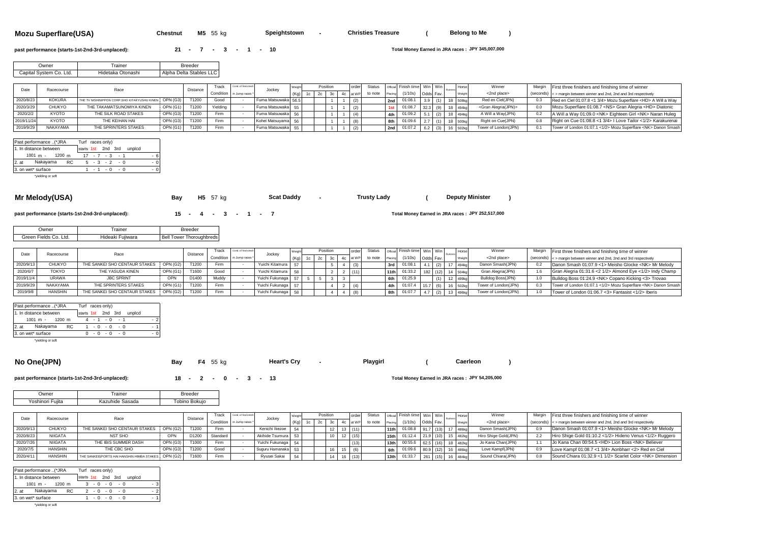## Mozu Superflare(USA)

**Chestnut** **M5** 55 kg **Speightstown** - **Christies Treasure** ( **Belong to Me** )

**past performance (starts-1st-2nd-3rd-unplaced):** 21 - 7 - 3 - 1 - 10

**Total Money Earned in JRA races : JPY 345,007,000**

| Owner | Trainer | Breeder |
|---|---|---|
| Capital System Co. Ltd. | Hidetaka Otonashi | Alpha Delta Stables LLC |

| Date | Racecourse | Race | | Distance | Track Condition | Cond. of final stretch in Jump races * | Jockey | Weight (Kg) | Position 1c | 2c | 3c | 4c | order at WP | Status to note | Official Placing | Finish time (1/10s) | Win Odds | Win Fav. | Runners | Horse Weight | Winner <2nd place> | Margin (seconds) | First three finishers and finishing time of winner < > margin between winner and 2nd, 2nd and 3rd respectively |
|---|---|---|---|---|---|---|---|---|---|---|---|---|---|---|---|---|---|---|---|---|---|---|---|
| 2020/8/23 | KOKURA | THE TV NISHINIPPON CORP. SHO KITAKYUSHU KINEN | OPN (G3) | T1200 | Good | - | Fuma Matsuwaka | 56.5 | | | 1 | 1 | (2) | | 2nd | 01:08.1 | 3.9 | (1) | 18 | 508kg | Red en Ciel(JPN) | 0.3 | Red en Ciel 01:07.8 <1 3/4> Mozu Superflare <HD> A Will a Way |
| 2020/3/29 | CHUKYO | THE TAKAMATSUNOMIYA KINEN | OPN (G1) | T1200 | Yielding | - | Fuma Matsuwaka | 55 | | | 1 | 1 | (2) | | 1st | 01:08.7 | 32.3 | (9) | 18 | 494kg | <Gran Alegria(JPN)> | 0.0 | Mozu Superflare 01:08.7 <NS> Gran Alegria <HD> Diatonic |
| 2020/2/2 | KYOTO | THE SILK ROAD STAKES | OPN (G3) | T1200 | Firm | - | Fuma Matsuwaka | 56 | | | 1 | 1 | (4) | | 4th | 01:09.2 | 5.1 | (2) | 18 | 494kg | A Will a Way(JPN) | 0.2 | A Will a Way 01:09.0 <NK> Eighteen Girl <NK> Naran Huleg |
| 2019/11/24 | KYOTO | THE KEIHAN HAI | OPN (G3) | T1200 | Firm | - | Kohei Matsuyama | 56 | | | 1 | 1 | (8) | | 8th | 01:09.6 | 2.7 | (1) | 18 | 500kg | Right on Cue(JPN) | 0.8 | Right on Cue 01:08.8 <1 3/4> I Love Tailor <1/2> Karakurenai |
| 2019/9/29 | NAKAYAMA | THE SPRINTERS STAKES | OPN (G1) | T1200 | Firm | - | Fuma Matsuwaka | 55 | | | 1 | 1 | (2) | | 2nd | 01:07.2 | 6.2 | (3) | 16 | 502kg | Tower of London(JPN) | 0.1 | Tower of London 01:07.1 <1/2> Mozu Superflare <NK> Danon Smash |

| Past performance ..(*JRA Turf races only) | starts 1st 2nd 3rd unplcd |
|---|---|
| 1. In distance between 1001 m - 1200 m | 17 - 7 - 3 - 1 - 6 |
| 2. at Nakayama RC | 5 - 3 - 2 - 0 - 0 |
| 3. on wet* surface | 1 - 1 - 0 - 0 - 0 |

*yielding or soft

## Mr Melody(USA)

**Bay** **H5** 57 kg **Scat Daddy** - **Trusty Lady** ( **Deputy Minister** )

**past performance (starts-1st-2nd-3rd-unplaced):** 15 - 4 - 3 - 1 - 7

**Total Money Earned in JRA races : JPY 252,517,000**

| Owner | Trainer | Breeder |
|---|---|---|
| Green Fields Co. Ltd. | Hideaki Fujiwara | Bell Tower Thoroughbreds |

| Date | Racecourse | Race | | Distance | Track Condition | Cond. of final stretch in Jump races * | Jockey | Weight (Kg) | Position 1c | 2c | 3c | 4c | order at WP | Status to note | Official Placing | Finish time (1/10s) | Win Odds | Win Fav. | Runners | Horse Weight | Winner <2nd place> | Margin (seconds) | First three finishers and finishing time of winner < > margin between winner and 2nd, 2nd and 3rd respectively |
|---|---|---|---|---|---|---|---|---|---|---|---|---|---|---|---|---|---|---|---|---|---|---|---|
| 2020/9/13 | CHUKYO | THE SANKEI SHO CENTAUR STAKES | OPN (G2) | T1200 | Firm | - | Yuichi Kitamura | 57 | | | 5 | 4 | (3) | | 3rd | 01:08.1 | 4.1 | (2) | 17 | 494kg | Danon Smash(JPN) | 0.2 | Danon Smash 01:07.9 <1> Meisho Glocke <NK> Mr Melody |
| 2020/6/7 | TOKYO | THE YASUDA KINEN | OPN (G1) | T1600 | Good | - | Yuichi Kitamura | 58 | | | 2 | 2 | (11) | | 11th | 01:33.2 | 182 | (12) | 14 | 504kg | Gran Alegria(JPN) | 1.6 | Gran Alegria 01:31.6 <2 1/2> Almond Eye <1/2> Indy Champ |
| 2019/11/4 | URAWA | JBC SPRINT | OPN | D1400 | Muddy | - | Yuichi Fukunaga | 57 | 5 | 5 | 3 | 3 | | | 6th | 01:25.9 | | (1) | 12 | 499kg | Bulldog Boss(JPN) | 1.0 | Bulldog Boss 01:24.9 <NK> Copano Kicking <3> Trovao |
| 2019/9/29 | NAKAYAMA | THE SPRINTERS STAKES | OPN (G1) | T1200 | Firm | - | Yuichi Fukunaga | 57 | | | 4 | 2 | (4) | | 4th | 01:07.4 | 15.7 | (6) | 16 | 502kg | Tower of London(JPN) | 0.3 | Tower of London 01:07.1 <1/2> Mozu Superflare <NK> Danon Smash |
| 2019/9/8 | HANSHIN | THE SANKEI SHO CENTAUR STAKES | OPN (G2) | T1200 | Firm | - | Yuichi Fukunaga | 58 | | | 4 | 4 | (8) | | 8th | 01:07.7 | 4.7 | (2) | 13 | 496kg | Tower of London(JPN) | 1.0 | Tower of London 01:06.7 <3> Fantasist <1/2> Iberis |

| Past performance ..(*JRA Turf races only) | starts 1st 2nd 3rd unplcd |
|---|---|
| 1. In distance between 1001 m - 1200 m | 4 - 1 - 0 - 1 - 2 |
| 2. at Nakayama RC | 1 - 0 - 0 - 0 - 1 |
| 3. on wet* surface | 0 - 0 - 0 - 0 - 0 |

*yielding or soft

## No One(JPN)

**Bay** **F4** 55 kg **Heart's Cry** - **Playgirl** ( **Caerleon** )

**past performance (starts-1st-2nd-3rd-unplaced):** 18 - 2 - 0 - 3 - 13

**Total Money Earned in JRA races : JPY 54,205,000**

| Owner | Trainer | Breeder |
|---|---|---|
| Yoshinori Fujita | Kazuhide Sasada | Tobino Bokujo |

| Date | Racecourse | Race | | Distance | Track Condition | Cond. of final stretch in Jump races * | Jockey | Weight (Kg) | Position 1c | 2c | 3c | 4c | order at WP | Status to note | Official Placing | Finish time (1/10s) | Win Odds | Win Fav. | Runners | Horse Weight | Winner <2nd place> | Margin (seconds) | First three finishers and finishing time of winner < > margin between winner and 2nd, 2nd and 3rd respectively |
|---|---|---|---|---|---|---|---|---|---|---|---|---|---|---|---|---|---|---|---|---|---|---|---|
| 2020/9/13 | CHUKYO | THE SANKEI SHO CENTAUR STAKES | OPN (G2) | T1200 | Firm | - | Kenichi Ikezoe | 54 | | | 12 | 13 | (11) | | 11th | 01:08.8 | 91.7 | (13) | 17 | 486kg | Danon Smash(JPN) | 0.9 | Danon Smash 01:07.9 <1> Meisho Glocke <NK> Mr Melody |
| 2020/8/23 | NIIGATA | NST SHO | OPN | D1200 | Standard | - | Akihide Tsumura | 53 | | | 10 | 12 | (15) | | 15th | 01:12.4 | 21.9 | (10) | 15 | 482kg | Hiro Shige Gold(JPN) | 2.2 | Hiro Shige Gold 01:10.2 <1/2> Hideno Venus <1/2> Ruggero |
| 2020/7/26 | NIIGATA | THE IBIS SUMMER DASH | OPN (G3) | T1000 | Firm | - | Yuichi Fukunaga | 54 | | | | | (13) | | 13th | 00:55.6 | 62.5 | (16) | 18 | 482kg | Jo Kana Chan(JPN) | 1.1 | Jo Kana Chan 00:54.5 <HD> Lion Boss <NK> Believer |
| 2020/7/5 | HANSHIN | THE CBC SHO | OPN (G3) | T1200 | Good | - | Suguru Hamanaka | 53 | | | 16 | 15 | (6) | | 6th | 01:09.6 | 80.9 | (12) | 16 | 486kg | Love Kampf(JPN) | 0.9 | Love Kampf 01:08.7 <1 3/4> Aonbharr <2> Red en Ciel |
| 2020/4/11 | HANSHIN | THE SANKEISPORTS HAI HANSHIN HIMBA STAKES | OPN (G2) | T1600 | Firm | - | Ryusei Sakai | 54 | | | 14 | 16 | (13) | | 13th | 01:33.7 | 261 | (15) | 16 | 484kg | Sound Chiara(JPN) | 0.8 | Sound Chiara 01:32.9 <1 1/2> Scarlet Color <NK> Dimension |

| Past performance ..(*JRA Turf races only) | starts 1st 2nd 3rd unplcd |
|---|---|
| 1. In distance between 1001 m - 1200 m | 3 - 0 - 0 - 0 - 3 |
| 2. at Nakayama RC | 2 - 0 - 0 - 0 - 2 |
| 3. on wet* surface | 1 - 0 - 0 - 0 - 1 |

*yielding or soft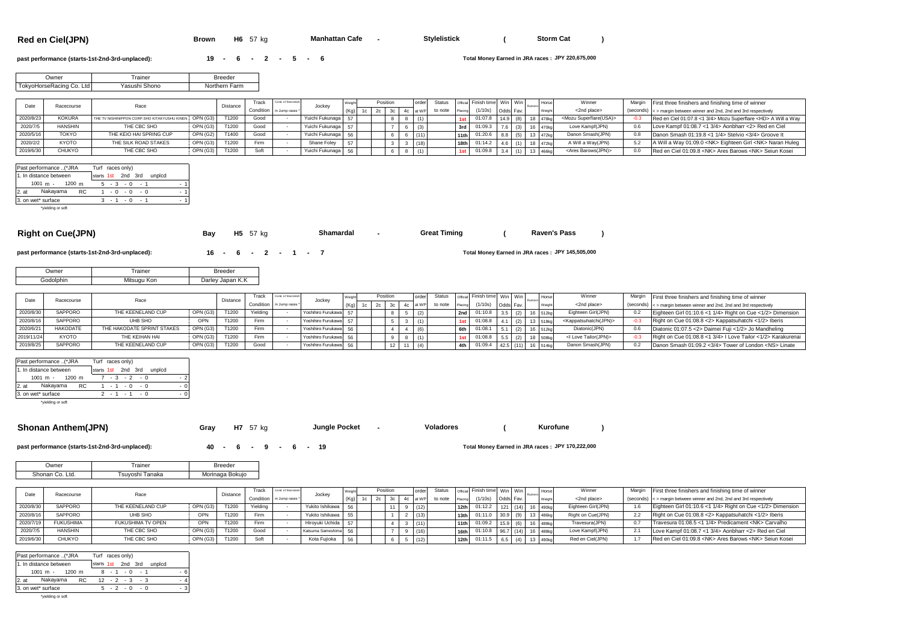## Red en Ciel(JPN)

**Brown** **H6** 57 kg **Manhattan Cafe** - **Stylelistick** ( **Storm Cat** )

**past performance (starts-1st-2nd-3rd-unplaced):** **19 - 6 - 2 - 5 - 6**

**Total Money Earned in JRA races : JPY 220,675,000**

| Owner | Trainer | Breeder |
|---|---|---|
| TokyoHorseRacing Co. Ltd | Yasushi Shono | Northern Farm |

| Date | Racecourse | Race | | Distance | Track Condition | Cond. of final stretch in Jump races * | Jockey | Weight (Kg) | Position 1c | 2c | 3c | 4c | order at WP | Status to note | Official Placing | Finish time (1/10s) | Win Odds | Win Fav. | Runners | Horse Weight | Winner <2nd place> | Margin (seconds) | First three finishers and finishing time of winner < > margin between winner and 2nd, 2nd and 3rd respectively |
|---|---|---|---|---|---|---|---|---|---|---|---|---|---|---|---|---|---|---|---|---|---|---|---|
| 2020/8/23 | KOKURA | THE TV NISHINIPPON CORP.SHO KITAKYUSHU KINEN | OPN (G3) | T1200 | Good | - | Yuichi Fukunaga | 57 | | | 8 | 8 | (1) | | 1st | 01:07.8 | 14.9 | (8) | 18 | 478kg | <Mozu Superflare(USA)> | -0.3 | Red en Ciel 01:07.8 <1 3/4> Mozu Superflare <HD> A Will a Way |
| 2020/7/5 | HANSHIN | THE CBC SHO | OPN (G3) | T1200 | Good | - | Yuichi Fukunaga | 57 | | | 7 | 6 | (3) | | 3rd | 01:09.3 | 7.6 | (3) | 16 | 470kg | Love Kampf(JPN) | 0.6 | Love Kampf 01:08.7 <1 3/4> Aonbharr <2> Red en Ciel |
| 2020/5/16 | TOKYO | THE KEIO HAI SPRING CUP | OPN (G2) | T1400 | Good | - | Yuichi Fukunaga | 56 | | | 6 | 6 | (11) | | 11th | 01:20.6 | 8.8 | (5) | 13 | 472kg | Danon Smash(JPN) | 0.8 | Danon Smash 01:19.8 <1 1/4> Stelvio <3/4> Groove It |
| 2020/2/2 | KYOTO | THE SILK ROAD STAKES | OPN (G3) | T1200 | Firm | - | Shane Foley | 57 | | | 3 | 3 | (18) | | 18th | 01:14.2 | 4.6 | (1) | 18 | 472kg | A Will a Way(JPN) | 5.2 | A Will a Way 01:09.0 <NK> Eighteen Girl <NK> Naran Huleg |
| 2019/6/30 | CHUKYO | THE CBC SHO | OPN (G3) | T1200 | Soft | - | Yuichi Fukunaga | 56 | | | 6 | 8 | (1) | | 1st | 01:09.8 | 3.4 | (1) | 13 | 466kg | <Ares Barows(JPN)> | 0.0 | Red en Ciel 01:09.8 <NK> Ares Barows <NK> Seiun Kosei |

| Past performance ..(*JRA Turf races only) | starts 1st 2nd 3rd unplcd |
|---|---|
| 1. In distance between 1001 m - 1200 m | 5 - 3 - 0 - 1 - 1 |
| 2. at Nakayama RC | 1 - 0 - 0 - 0 - 1 |
| 3. on wet* surface | 3 - 1 - 0 - 1 - 1 |

*yielding or soft

## Right on Cue(JPN)

**Bay** **H5** 57 kg **Shamardal** - **Great Timing** ( **Raven's Pass** )

**past performance (starts-1st-2nd-3rd-unplaced):** **16 - 6 - 2 - 1 - 7**

**Total Money Earned in JRA races : JPY 145,505,000**

| Owner | Trainer | Breeder |
|---|---|---|
| Godolphin | Mitsugu Kon | Darley Japan K.K |

| Date | Racecourse | Race | | Distance | Track Condition | Cond. of final stretch in Jump races * | Jockey | Weight (Kg) | Position 1c | 2c | 3c | 4c | order at WP | Status to note | Official Placing | Finish time (1/10s) | Win Odds | Win Fav. | Runners | Horse Weight | Winner <2nd place> | Margin (seconds) | First three finishers and finishing time of winner < > margin between winner and 2nd, 2nd and 3rd respectively |
|---|---|---|---|---|---|---|---|---|---|---|---|---|---|---|---|---|---|---|---|---|---|---|---|
| 2020/8/30 | SAPPORO | THE KEENELAND CUP | OPN (G3) | T1200 | Yielding | - | Yoshihiro Furukawa | 57 | | | 8 | 5 | (2) | | 2nd | 01:10.8 | 3.5 | (2) | 16 | 512kg | Eighteen Girl(JPN) | 0.2 | Eighteen Girl 01:10.6 <1 1/4> Right on Cue <1/2> Dimension |
| 2020/8/16 | SAPPORO | UHB SHO | OPN | T1200 | Firm | - | Yoshihiro Furukawa | 57 | | | 5 | 3 | (1) | | 1st | 01:08.8 | 4.1 | (2) | 13 | 518kg | <Kappatsuhatchi(JPN)> | -0.3 | Right on Cue 01:08.8 <2> Kappatsuhatchi <1/2> Iberis |
| 2020/6/21 | HAKODATE | THE HAKODATE SPRINT STAKES | OPN (G3) | T1200 | Firm | - | Yoshihiro Furukawa | 56 | | | 4 | 4 | (6) | | 6th | 01:08.1 | 5.1 | (2) | 16 | 512kg | Diatonic(JPN) | 0.6 | Diatonic 01:07.5 <2> Daimei Fuji <1/2> Jo Mandheling |
| 2019/11/24 | KYOTO | THE KEIHAN HAI | OPN (G3) | T1200 | Firm | - | Yoshihiro Furukawa | 56 | | | 9 | 8 | (1) | | 1st | 01:08.8 | 5.5 | (2) | 18 | 508kg | <I Love Tailor(JPN)> | -0.3 | Right on Cue 01:08.8 <1 3/4> I Love Tailor <1/2> Karakurenai |
| 2019/8/25 | SAPPORO | THE KEENELAND CUP | OPN (G3) | T1200 | Good | - | Yoshihiro Furukawa | 56 | | | 12 | 11 | (4) | | 4th | 01:09.4 | 42.5 | (11) | 16 | 514kg | Danon Smash(JPN) | 0.2 | Danon Smash 01:09.2 <3/4> Tower of London <NS> Linate |

| Past performance ..(*JRA Turf races only) | starts 1st 2nd 3rd unplcd |
|---|---|
| 1. In distance between 1001 m - 1200 m | 7 - 3 - 2 - 0 - 2 |
| 2. at Nakayama RC | 1 - 1 - 0 - 0 - 0 |
| 3. on wet* surface | 2 - 1 - 1 - 0 - 0 |

*yielding or soft

## Shonan Anthem(JPN)

**Gray** **H7** 57 kg **Jungle Pocket** - **Voladores** ( **Kurofune** )

**past performance (starts-1st-2nd-3rd-unplaced):** **40 - 6 - 9 - 6 - 19**

**Total Money Earned in JRA races : JPY 170,222,000**

| Owner | Trainer | Breeder |
|---|---|---|
| Shonan Co. Ltd. | Tsuyoshi Tanaka | Morinaga Bokujo |

| Date | Racecourse | Race | | Distance | Track Condition | Cond. of final stretch in Jump races * | Jockey | Weight (Kg) | Position 1c | 2c | 3c | 4c | order at WP | Status to note | Official Placing | Finish time (1/10s) | Win Odds | Win Fav. | Runners | Horse Weight | Winner <2nd place> | Margin (seconds) | First three finishers and finishing time of winner < > margin between winner and 2nd, 2nd and 3rd respectively |
|---|---|---|---|---|---|---|---|---|---|---|---|---|---|---|---|---|---|---|---|---|---|---|---|
| 2020/8/30 | SAPPORO | THE KEENELAND CUP | OPN (G3) | T1200 | Yielding | - | Yukito Ishikawa | 56 | | | 11 | 9 | (12) | | 12th | 01:12.2 | 121 | (14) | 16 | 490kg | Eighteen Girl(JPN) | 1.6 | Eighteen Girl 01:10.6 <1 1/4> Right on Cue <1/2> Dimension |
| 2020/8/16 | SAPPORO | UHB SHO | OPN | T1200 | Firm | - | Yukito Ishikawa | 55 | | | 1 | 2 | (13) | | 13th | 01:11.0 | 30.9 | (9) | 13 | 486kg | Right on Cue(JPN) | 2.2 | Right on Cue 01:08.8 <2> Kappatsuhatchi <1/2> Iberis |
| 2020/7/19 | FUKUSHIMA | FUKUSHIMA TV OPEN | OPN | T1200 | Firm | - | Hiroyuki Uchida | 57 | | | 4 | 3 | (11) | | 11th | 01:09.2 | 15.9 | (6) | 16 | 488kg | Travesura(JPN) | 0.7 | Travesura 01:08.5 <1 1/4> Predicament <NK> Carvalho |
| 2020/7/5 | HANSHIN | THE CBC SHO | OPN (G3) | T1200 | Good | - | Katsuma Sameshima | 56 | | | 7 | 9 | (16) | | 16th | 01:10.8 | 96.7 | (14) | 16 | 488kg | Love Kampf(JPN) | 2.1 | Love Kampf 01:08.7 <1 3/4> Aonbharr <2> Red en Ciel |
| 2019/6/30 | CHUKYO | THE CBC SHO | OPN (G3) | T1200 | Soft | - | Kota Fujioka | 56 | | | 6 | 5 | (12) | | 12th | 01:11.5 | 6.5 | (4) | 13 | 490kg | Red en Ciel(JPN) | 1.7 | Red en Ciel 01:09.8 <NK> Ares Barows <NK> Seiun Kosei |

| Past performance ..(*JRA Turf races only) | starts 1st 2nd 3rd unplcd |
|---|---|
| 1. In distance between 1001 m - 1200 m | 8 - 1 - 0 - 1 - 6 |
| 2. at Nakayama RC | 12 - 2 - 3 - 3 - 4 |
| 3. on wet* surface | 5 - 2 - 0 - 0 - 3 |

*yielding or soft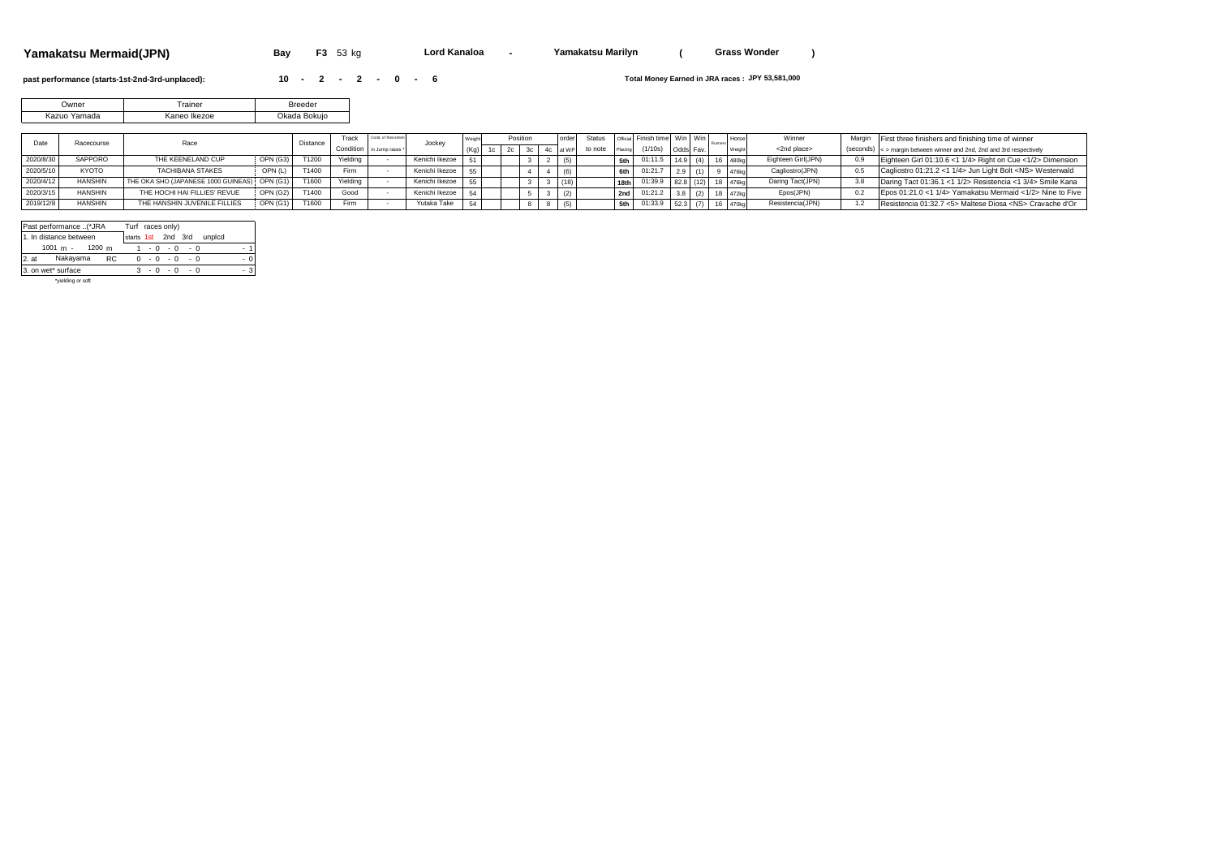**Yamakatsu Mermaid(JPN)** **Bay** **F3** 53 kg **Lord Kanaloa** - **Yamakatsu Marilyn** ( **Grass Wonder** )

**past performance (starts-1st-2nd-3rd-unplaced):** **10 - 2 - 2 - 0 - 6**

**Total Money Earned in JRA races : JPY 53,581,000**

| Owner | Trainer | Breeder |
|---|---|---|
| Kazuo Yamada | Kaneo Ikezoe | Okada Bokujo |

| Date | Racecourse | Race | | Distance | Track Condition | Cond. of final stretch in Jump races * | Jockey | Weight (Kg) | Position 1c | 2c | 3c | 4c | order at WP | Status to note | Official Placing | Finish time (1/10s) | Win Odds | Win Fav. | Runners | Horse Weight | Winner <2nd place> | Margin (seconds) | First three finishers and finishing time of winner < > margin between winner and 2nd, 2nd and 3rd respectively |
|---|---|---|---|---|---|---|---|---|---|---|---|---|---|---|---|---|---|---|---|---|---|---|---|
| 2020/8/30 | SAPPORO | THE KEENELAND CUP | OPN (G3) | T1200 | Yielding | - | Kenichi Ikezoe | 51 | | | 3 | 2 | (5) | | 5th | 01:11.5 | 14.9 | (4) | 16 | 480kg | Eighteen Girl(JPN) | 0.9 | Eighteen Girl 01:10.6 <1 1/4> Right on Cue <1/2> Dimension |
| 2020/5/10 | KYOTO | TACHIBANA STAKES | OPN (L) | T1400 | Firm | - | Kenichi Ikezoe | 55 | | | 4 | 4 | (6) | | 6th | 01:21.7 | 2.9 | (1) | 9 | 476kg | Cagliostro(JPN) | 0.5 | Cagliostro 01:21.2 <1 1/4> Jun Light Bolt <NS> Westerwald |
| 2020/4/12 | HANSHIN | THE OKA SHO (JAPANESE 1000 GUINEAS) | OPN (G1) | T1600 | Yielding | - | Kenichi Ikezoe | 55 | | | 3 | 3 | (18) | | 18th | 01:39.9 | 82.8 | (12) | 18 | 476kg | Daring Tact(JPN) | 3.8 | Daring Tact 01:36.1 <1 1/2> Resistencia <1 3/4> Smile Kana |
| 2020/3/15 | HANSHIN | THE HOCHI HAI FILLIES' REVUE | OPN (G2) | T1400 | Good | - | Kenichi Ikezoe | 54 | | | 5 | 3 | (2) | | 2nd | 01:21.2 | 3.8 | (2) | 18 | 472kg | Epos(JPN) | 0.2 | Epos 01:21.0 <1 1/4> Yamakatsu Mermaid <1/2> Nine to Five |
| 2019/12/8 | HANSHIN | THE HANSHIN JUVENILE FILLIES | OPN (G1) | T1600 | Firm | - | Yutaka Take | 54 | | | 8 | 8 | (5) | | 5th | 01:33.9 | 52.3 | (7) | 16 | 470kg | Resistencia(JPN) | 1.2 | Resistencia 01:32.7 <5> Maltese Diosa <NS> Cravache d'Or |

| Past performance ..(*JRA Turf races only) | | starts | 1st | 2nd | 3rd | unplcd |
|---|---|---|---|---|---|---|
| 1. In distance between 1001 m - 1200 m | | 1 | 0 | 0 | 0 | 1 |
| 2. at | Nakayama RC | 0 | 0 | 0 | 0 | 0 |
| 3. on wet* surface | | 3 | 0 | 0 | 0 | 3 |

*yielding or soft